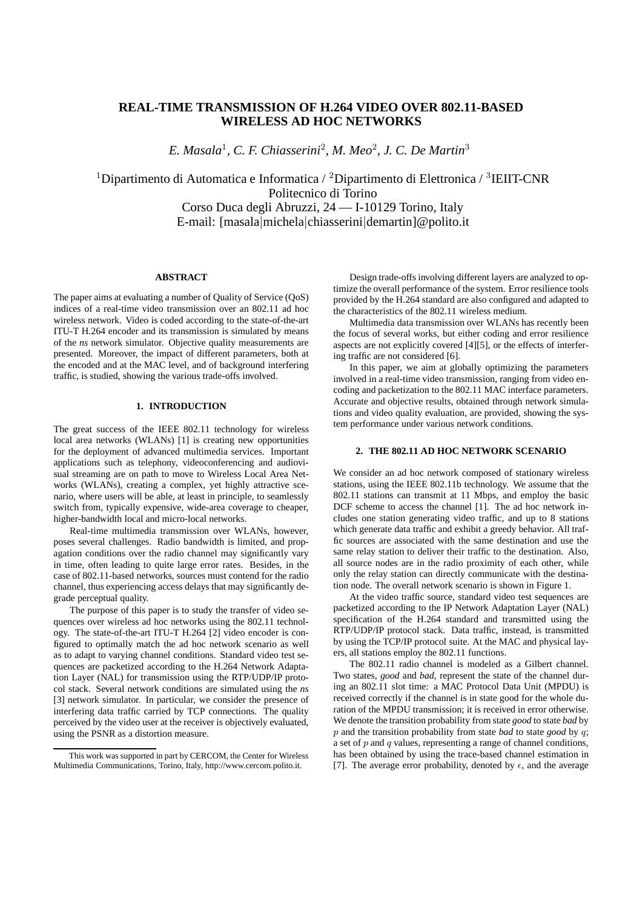# REAL-TIME TRANSMISSION OF H.264 VIDEO OVER 802.11-BASED WIRELESS AD HOC NETWORKS

*E. Masala*[1], *C. F. Chiasserini*[2], *M. Meo*[2], *J. C. De Martin*[3]

[1]Dipartimento di Automatica e Informatica / [2]Dipartimento di Elettronica / [3]IEIIT-CNR
Politecnico di Torino
Corso Duca degli Abruzzi, 24 — I-10129 Torino, Italy
E-mail: [masala|michela|chiasserini|demartin]@polito.it

### ABSTRACT

The paper aims at evaluating a number of Quality of Service (QoS) indices of a real-time video transmission over an 802.11 ad hoc wireless network. Video is coded according to the state-of-the-art ITU-T H.264 encoder and its transmission is simulated by means of the *ns* network simulator. Objective quality measurements are presented. Moreover, the impact of different parameters, both at the encoded and at the MAC level, and of background interfering traffic, is studied, showing the various trade-offs involved.

## 1. INTRODUCTION

The great success of the IEEE 802.11 technology for wireless local area networks (WLANs) [1] is creating new opportunities for the deployment of advanced multimedia services. Important applications such as telephony, videoconferencing and audiovisual streaming are on path to move to Wireless Local Area Networks (WLANs), creating a complex, yet highly attractive scenario, where users will be able, at least in principle, to seamlessly switch from, typically expensive, wide-area coverage to cheaper, higher-bandwidth local and micro-local networks.

Real-time multimedia transmission over WLANs, however, poses several challenges. Radio bandwidth is limited, and propagation conditions over the radio channel may significantly vary in time, often leading to quite large error rates. Besides, in the case of 802.11-based networks, sources must contend for the radio channel, thus experiencing access delays that may significantly degrade perceptual quality.

The purpose of this paper is to study the transfer of video sequences over wireless ad hoc networks using the 802.11 technology. The state-of-the-art ITU-T H.264 [2] video encoder is configured to optimally match the ad hoc network scenario as well as to adapt to varying channel conditions. Standard video test sequences are packetized according to the H.264 Network Adaptation Layer (NAL) for transmission using the RTP/UDP/IP protocol stack. Several network conditions are simulated using the *ns* [3] network simulator. In particular, we consider the presence of interfering data traffic carried by TCP connections. The quality perceived by the video user at the receiver is objectively evaluated, using the PSNR as a distortion measure.

This work was supported in part by CERCOM, the Center for Wireless Multimedia Communications, Torino, Italy, http://www.cercom.polito.it.

Design trade-offs involving different layers are analyzed to optimize the overall performance of the system. Error resilience tools provided by the H.264 standard are also configured and adapted to the characteristics of the 802.11 wireless medium.

Multimedia data transmission over WLANs has recently been the focus of several works, but either coding and error resilience aspects are not explicitly covered [4][5], or the effects of interfering traffic are not considered [6].

In this paper, we aim at globally optimizing the parameters involved in a real-time video transmission, ranging from video encoding and packetization to the 802.11 MAC interface parameters. Accurate and objective results, obtained through network simulations and video quality evaluation, are provided, showing the system performance under various network conditions.

## 2. THE 802.11 AD HOC NETWORK SCENARIO

We consider an ad hoc network composed of stationary wireless stations, using the IEEE 802.11b technology. We assume that the 802.11 stations can transmit at 11 Mbps, and employ the basic DCF scheme to access the channel [1]. The ad hoc network includes one station generating video traffic, and up to 8 stations which generate data traffic and exhibit a greedy behavior. All traffic sources are associated with the same destination and use the same relay station to deliver their traffic to the destination. Also, all source nodes are in the radio proximity of each other, while only the relay station can directly communicate with the destination node. The overall network scenario is shown in Figure 1.

At the video traffic source, standard video test sequences are packetized according to the IP Network Adaptation Layer (NAL) specification of the H.264 standard and transmitted using the RTP/UDP/IP protocol stack. Data traffic, instead, is transmitted by using the TCP/IP protocol suite. At the MAC and physical layers, all stations employ the 802.11 functions.

The 802.11 radio channel is modeled as a Gilbert channel. Two states, *good* and *bad*, represent the state of the channel during an 802.11 slot time: a MAC Protocol Data Unit (MPDU) is received correctly if the channel is in state good for the whole duration of the MPDU transmission; it is received in error otherwise. We denote the transition probability from state *good* to state *bad* by $p$ and the transition probability from state *bad* to state *good* by $q$; a set of $p$ and $q$ values, representing a range of channel conditions, has been obtained by using the trace-based channel estimation in [7]. The average error probability, denoted by $\epsilon$, and the average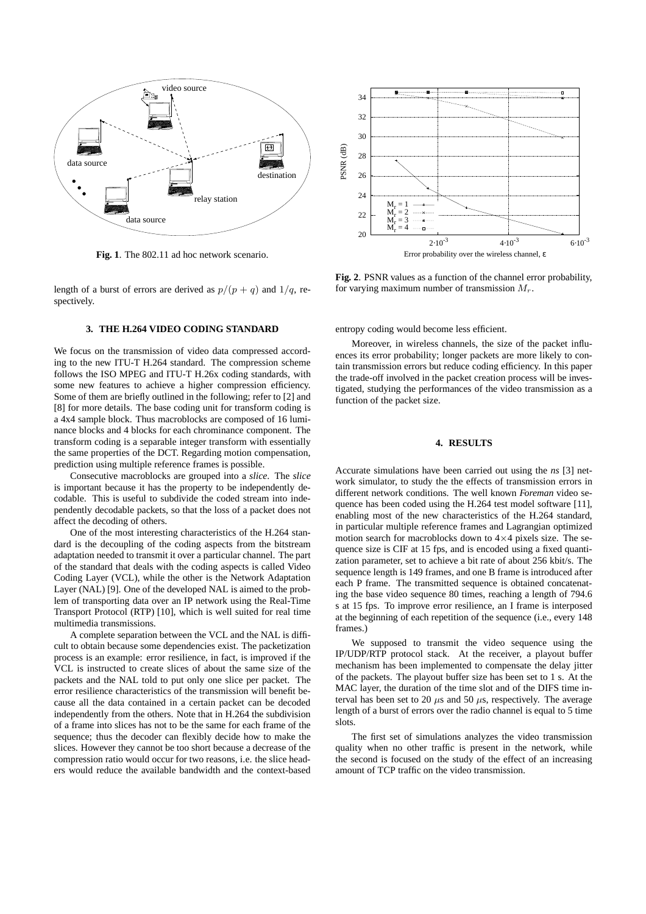**Fig. 1**. The 802.11 ad hoc network scenario.

length of a burst of errors are derived as $p/(p+q)$ and $1/q$, respectively.

**Fig. 2**. PSNR values as a function of the channel error probability, for varying maximum number of transmission $M_r$.

### 3. THE H.264 VIDEO CODING STANDARD

We focus on the transmission of video data compressed according to the new ITU-T H.264 standard. The compression scheme follows the ISO MPEG and ITU-T H.26x coding standards, with some new features to achieve a higher compression efficiency. Some of them are briefly outlined in the following; refer to [2] and [8] for more details. The base coding unit for transform coding is a 4x4 sample block. Thus macroblocks are composed of 16 luminance blocks and 4 blocks for each chrominance component. The transform coding is a separable integer transform with essentially the same properties of the DCT. Regarding motion compensation, prediction using multiple reference frames is possible.

Consecutive macroblocks are grouped into a *slice*. The *slice* is important because it has the property to be independently decodable. This is useful to subdivide the coded stream into independently decodable packets, so that the loss of a packet does not affect the decoding of others.

One of the most interesting characteristics of the H.264 standard is the decoupling of the coding aspects from the bitstream adaptation needed to transmit it over a particular channel. The part of the standard that deals with the coding aspects is called Video Coding Layer (VCL), while the other is the Network Adaptation Layer (NAL) [9]. One of the developed NAL is aimed to the problem of transporting data over an IP network using the Real-Time Transport Protocol (RTP) [10], which is well suited for real time multimedia transmissions.

A complete separation between the VCL and the NAL is difficult to obtain because some dependencies exist. The packetization process is an example: error resilience, in fact, is improved if the VCL is instructed to create slices of about the same size of the packets and the NAL told to put only one slice per packet. The error resilience characteristics of the transmission will benefit because all the data contained in a certain packet can be decoded independently from the others. Note that in H.264 the subdivision of a frame into slices has not to be the same for each frame of the sequence; thus the decoder can flexibly decide how to make the slices. However they cannot be too short because a decrease of the compression ratio would occur for two reasons, i.e. the slice headers would reduce the available bandwidth and the context-based entropy coding would become less efficient.

Moreover, in wireless channels, the size of the packet influences its error probability; longer packets are more likely to contain transmission errors but reduce coding efficiency. In this paper the trade-off involved in the packet creation process will be investigated, studying the performances of the video transmission as a function of the packet size.

### 4. RESULTS

Accurate simulations have been carried out using the *ns* [3] network simulator, to study the the effects of transmission errors in different network conditions. The well known *Foreman* video sequence has been coded using the H.264 test model software [11], enabling most of the new characteristics of the H.264 standard, in particular multiple reference frames and Lagrangian optimized motion search for macroblocks down to $4\times4$ pixels size. The sequence size is CIF at 15 fps, and is encoded using a fixed quantization parameter, set to achieve a bit rate of about 256 kbit/s. The sequence length is 149 frames, and one B frame is introduced after each P frame. The transmitted sequence is obtained concatenating the base video sequence 80 times, reaching a length of 794.6 s at 15 fps. To improve error resilience, an I frame is interposed at the beginning of each repetition of the sequence (i.e., every 148 frames.)

We supposed to transmit the video sequence using the IP/UDP/RTP protocol stack. At the receiver, a playout buffer mechanism has been implemented to compensate the delay jitter of the packets. The playout buffer size has been set to 1 s. At the MAC layer, the duration of the time slot and of the DIFS time interval has been set to 20 $\mu$s and 50 $\mu$s, respectively. The average length of a burst of errors over the radio channel is equal to 5 time slots.

The first set of simulations analyzes the video transmission quality when no other traffic is present in the network, while the second is focused on the study of the effect of an increasing amount of TCP traffic on the video transmission.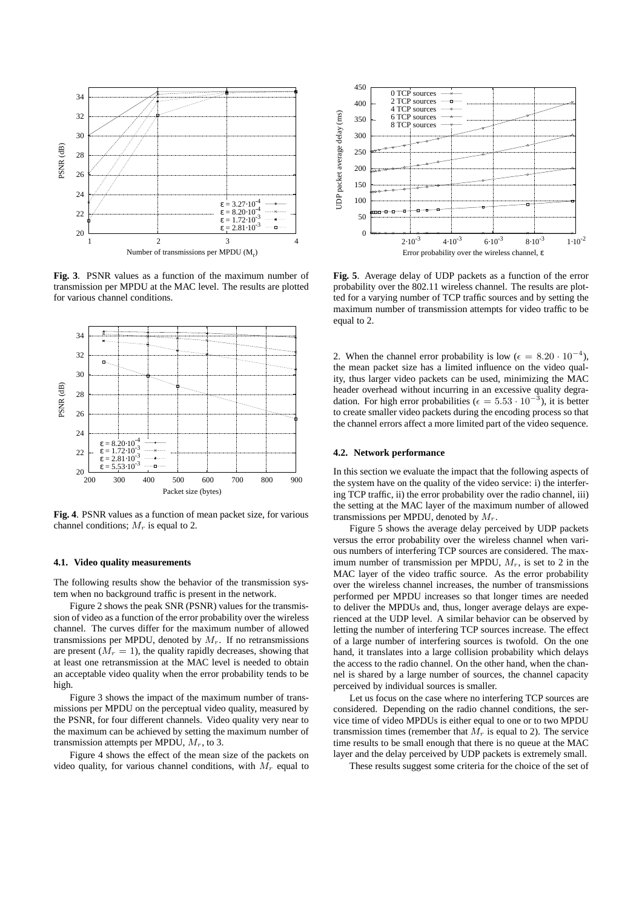**Fig. 3**. PSNR values as a function of the maximum number of transmission per MPDU at the MAC level. The results are plotted for various channel conditions.

**Fig. 4**. PSNR values as a function of mean packet size, for various channel conditions; $M_r$ is equal to 2.

### 4.1. Video quality measurements

The following results show the behavior of the transmission system when no background traffic is present in the network.

Figure 2 shows the peak SNR (PSNR) values for the transmission of video as a function of the error probability over the wireless channel. The curves differ for the maximum number of allowed transmissions per MPDU, denoted by $M_r$. If no retransmissions are present ($M_r = 1$), the quality rapidly decreases, showing that at least one retransmission at the MAC level is needed to obtain an acceptable video quality when the error probability tends to be high.

Figure 3 shows the impact of the maximum number of transmissions per MPDU on the perceptual video quality, measured by the PSNR, for four different channels. Video quality very near to the maximum can be achieved by setting the maximum number of transmission attempts per MPDU, $M_r$, to 3.

Figure 4 shows the effect of the mean size of the packets on video quality, for various channel conditions, with $M_r$ equal to 2. When the channel error probability is low ($\epsilon = 8.20 \cdot 10^{-4}$), the mean packet size has a limited influence on the video quality, thus larger video packets can be used, minimizing the MAC header overhead without incurring in an excessive quality degradation. For high error probabilities ($\epsilon = 5.53 \cdot 10^{-3}$), it is better to create smaller video packets during the encoding process so that the channel errors affect a more limited part of the video sequence.

**Fig. 5**. Average delay of UDP packets as a function of the error probability over the 802.11 wireless channel. The results are plotted for a varying number of TCP traffic sources and by setting the maximum number of transmission attempts for video traffic to be equal to 2.

### 4.2. Network performance

In this section we evaluate the impact that the following aspects of the system have on the quality of the video service: i) the interfering TCP traffic, ii) the error probability over the radio channel, iii) the setting at the MAC layer of the maximum number of allowed transmissions per MPDU, denoted by $M_r$.

Figure 5 shows the average delay perceived by UDP packets versus the error probability over the wireless channel when various numbers of interfering TCP sources are considered. The maximum number of transmission per MPDU, $M_r$, is set to 2 in the MAC layer of the video traffic source. As the error probability over the wireless channel increases, the number of transmissions performed per MPDU increases so that longer times are needed to deliver the MPDUs and, thus, longer average delays are experienced at the UDP level. A similar behavior can be observed by letting the number of interfering TCP sources increase. The effect of a large number of interfering sources is twofold. On the one hand, it translates into a large collision probability which delays the access to the radio channel. On the other hand, when the channel is shared by a large number of sources, the channel capacity perceived by individual sources is smaller.

Let us focus on the case where no interfering TCP sources are considered. Depending on the radio channel conditions, the service time of video MPDUs is either equal to one or to two MPDU transmission times (remember that $M_r$ is equal to 2). The service time results to be small enough that there is no queue at the MAC layer and the delay perceived by UDP packets is extremely small.

These results suggest some criteria for the choice of the set of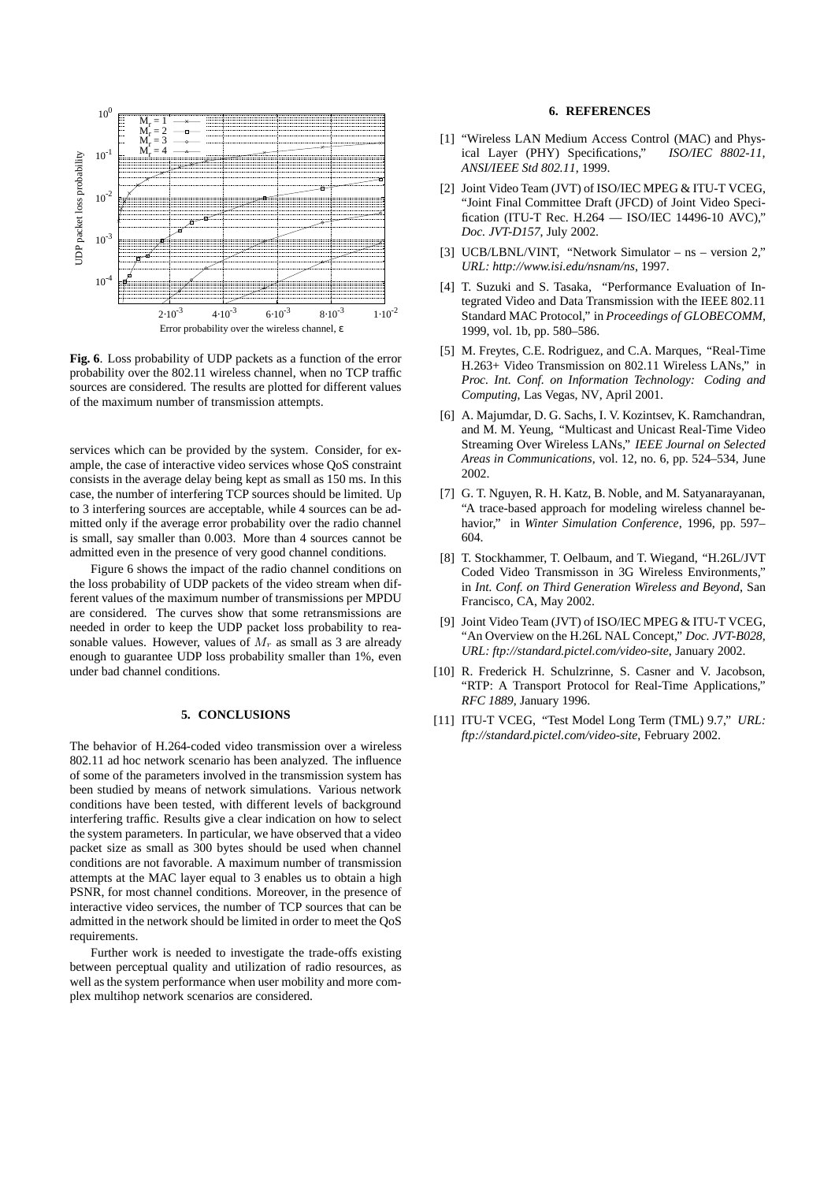$10^0$
$10^{-1}$
$10^{-2}$
$10^{-3}$
$10^{-4}$
UDP packet loss probability
$M_r = 1$
$M_r = 2$
$M_r = 3$
$M_r = 4$
$2{\cdot}10^{-3}$
$4{\cdot}10^{-3}$
$6{\cdot}10^{-3}$
$8{\cdot}10^{-3}$
$1{\cdot}10^{-2}$
Error probability over the wireless channel, ε

**Fig. 6**. Loss probability of UDP packets as a function of the error probability over the 802.11 wireless channel, when no TCP traffic sources are considered. The results are plotted for different values of the maximum number of transmission attempts.

services which can be provided by the system. Consider, for example, the case of interactive video services whose QoS constraint consists in the average delay being kept as small as 150 ms. In this case, the number of interfering TCP sources should be limited. Up to 3 interfering sources are acceptable, while 4 sources can be admitted only if the average error probability over the radio channel is small, say smaller than 0.003. More than 4 sources cannot be admitted even in the presence of very good channel conditions.

Figure 6 shows the impact of the radio channel conditions on the loss probability of UDP packets of the video stream when different values of the maximum number of transmissions per MPDU are considered. The curves show that some retransmissions are needed in order to keep the UDP packet loss probability to reasonable values. However, values of $M_r$ as small as 3 are already enough to guarantee UDP loss probability smaller than 1%, even under bad channel conditions.

## 5. CONCLUSIONS

The behavior of H.264-coded video transmission over a wireless 802.11 ad hoc network scenario has been analyzed. The influence of some of the parameters involved in the transmission system has been studied by means of network simulations. Various network conditions have been tested, with different levels of background interfering traffic. Results give a clear indication on how to select the system parameters. In particular, we have observed that a video packet size as small as 300 bytes should be used when channel conditions are not favorable. A maximum number of transmission attempts at the MAC layer equal to 3 enables us to obtain a high PSNR, for most channel conditions. Moreover, in the presence of interactive video services, the number of TCP sources that can be admitted in the network should be limited in order to meet the QoS requirements.

Further work is needed to investigate the trade-offs existing between perceptual quality and utilization of radio resources, as well as the system performance when user mobility and more complex multihop network scenarios are considered.

## 6. REFERENCES

[1] "Wireless LAN Medium Access Control (MAC) and Physical Layer (PHY) Specifications," *ISO/IEC 8802-11, ANSI/IEEE Std 802.11*, 1999.

[2] Joint Video Team (JVT) of ISO/IEC MPEG & ITU-T VCEG, "Joint Final Committee Draft (JFCD) of Joint Video Specification (ITU-T Rec. H.264 — ISO/IEC 14496-10 AVC)," *Doc. JVT-D157*, July 2002.

[3] UCB/LBNL/VINT, "Network Simulator – ns – version 2," *URL: http://www.isi.edu/nsnam/ns*, 1997.

[4] T. Suzuki and S. Tasaka, "Performance Evaluation of Integrated Video and Data Transmission with the IEEE 802.11 Standard MAC Protocol," in *Proceedings of GLOBECOMM*, 1999, vol. 1b, pp. 580–586.

[5] M. Freytes, C.E. Rodriguez, and C.A. Marques, "Real-Time H.263+ Video Transmission on 802.11 Wireless LANs," in *Proc. Int. Conf. on Information Technology: Coding and Computing*, Las Vegas, NV, April 2001.

[6] A. Majumdar, D. G. Sachs, I. V. Kozintsev, K. Ramchandran, and M. M. Yeung, "Multicast and Unicast Real-Time Video Streaming Over Wireless LANs," *IEEE Journal on Selected Areas in Communications*, vol. 12, no. 6, pp. 524–534, June 2002.

[7] G. T. Nguyen, R. H. Katz, B. Noble, and M. Satyanarayanan, "A trace-based approach for modeling wireless channel behavior," in *Winter Simulation Conference*, 1996, pp. 597–604.

[8] T. Stockhammer, T. Oelbaum, and T. Wiegand, "H.26L/JVT Coded Video Transmisson in 3G Wireless Environments," in *Int. Conf. on Third Generation Wireless and Beyond*, San Francisco, CA, May 2002.

[9] Joint Video Team (JVT) of ISO/IEC MPEG & ITU-T VCEG, "An Overview on the H.26L NAL Concept," *Doc. JVT-B028, URL: ftp://standard.pictel.com/video-site*, January 2002.

[10] R. Frederick H. Schulzrinne, S. Casner and V. Jacobson, "RTP: A Transport Protocol for Real-Time Applications," *RFC 1889*, January 1996.

[11] ITU-T VCEG, "Test Model Long Term (TML) 9.7," *URL: ftp://standard.pictel.com/video-site*, February 2002.